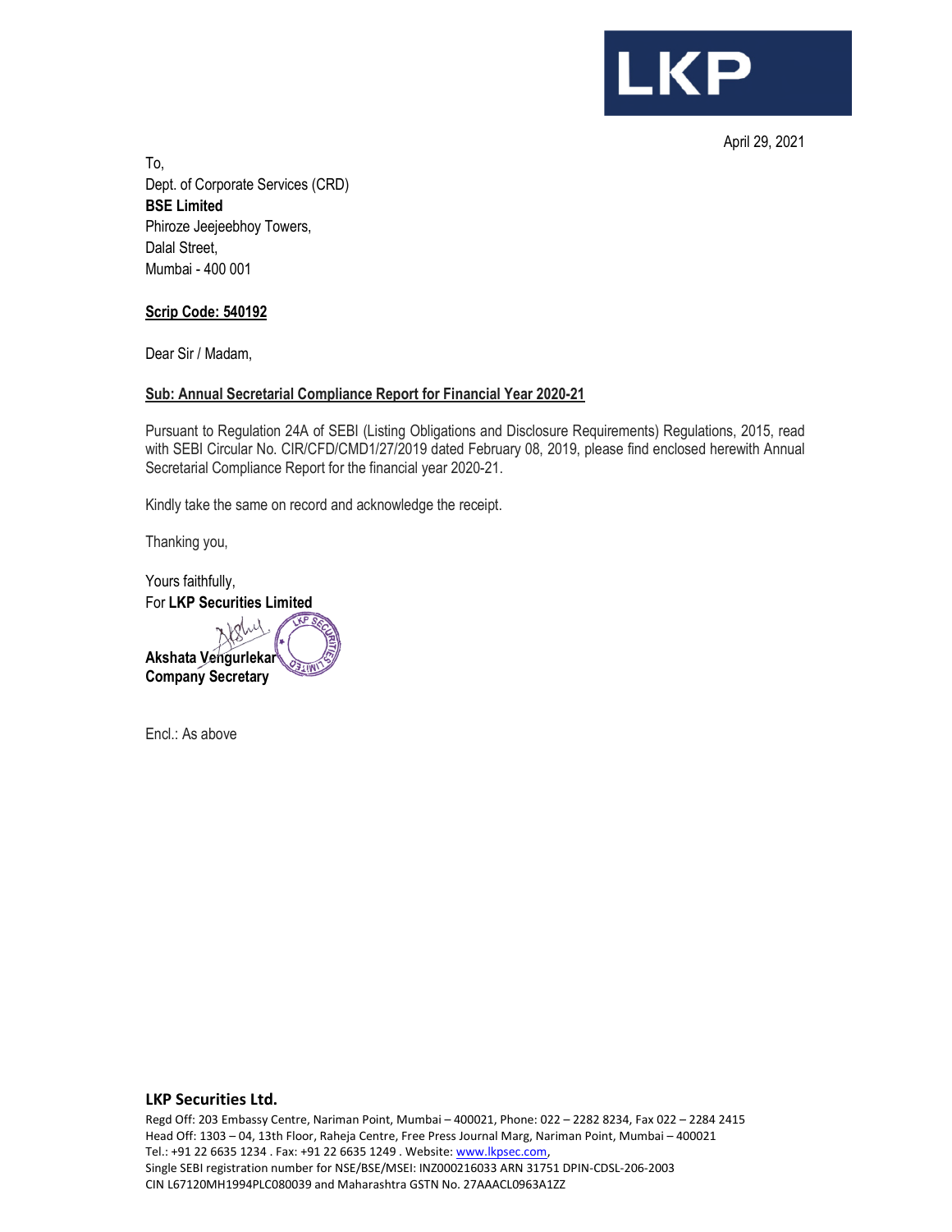LKP

April 29, 2021

To,
Dept. of Corporate Services (CRD)
**BSE Limited**
Phiroze Jeejeebhoy Towers,
Dalal Street,
Mumbai - 400 001

**Scrip Code: 540192**

Dear Sir / Madam,

**Sub: Annual Secretarial Compliance Report for Financial Year 2020-21**

Pursuant to Regulation 24A of SEBI (Listing Obligations and Disclosure Requirements) Regulations, 2015, read with SEBI Circular No. CIR/CFD/CMD1/27/2019 dated February 08, 2019, please find enclosed herewith Annual Secretarial Compliance Report for the financial year 2020-21.

Kindly take the same on record and acknowledge the receipt.

Thanking you,

Yours faithfully,
For **LKP Securities Limited**

**Akshata Vengurlekar**
**Company Secretary**

Encl.: As above

**LKP Securities Ltd.**
Regd Off: 203 Embassy Centre, Nariman Point, Mumbai – 400021, Phone: 022 – 2282 8234, Fax 022 – 2284 2415
Head Off: 1303 – 04, 13th Floor, Raheja Centre, Free Press Journal Marg, Nariman Point, Mumbai – 400021
Tel.: +91 22 6635 1234 . Fax: +91 22 6635 1249 . Website: www.lkpsec.com,
Single SEBI registration number for NSE/BSE/MSEI: INZ000216033 ARN 31751 DPIN-CDSL-206-2003
CIN L67120MH1994PLC080039 and Maharashtra GSTN No. 27AAACL0963A1ZZ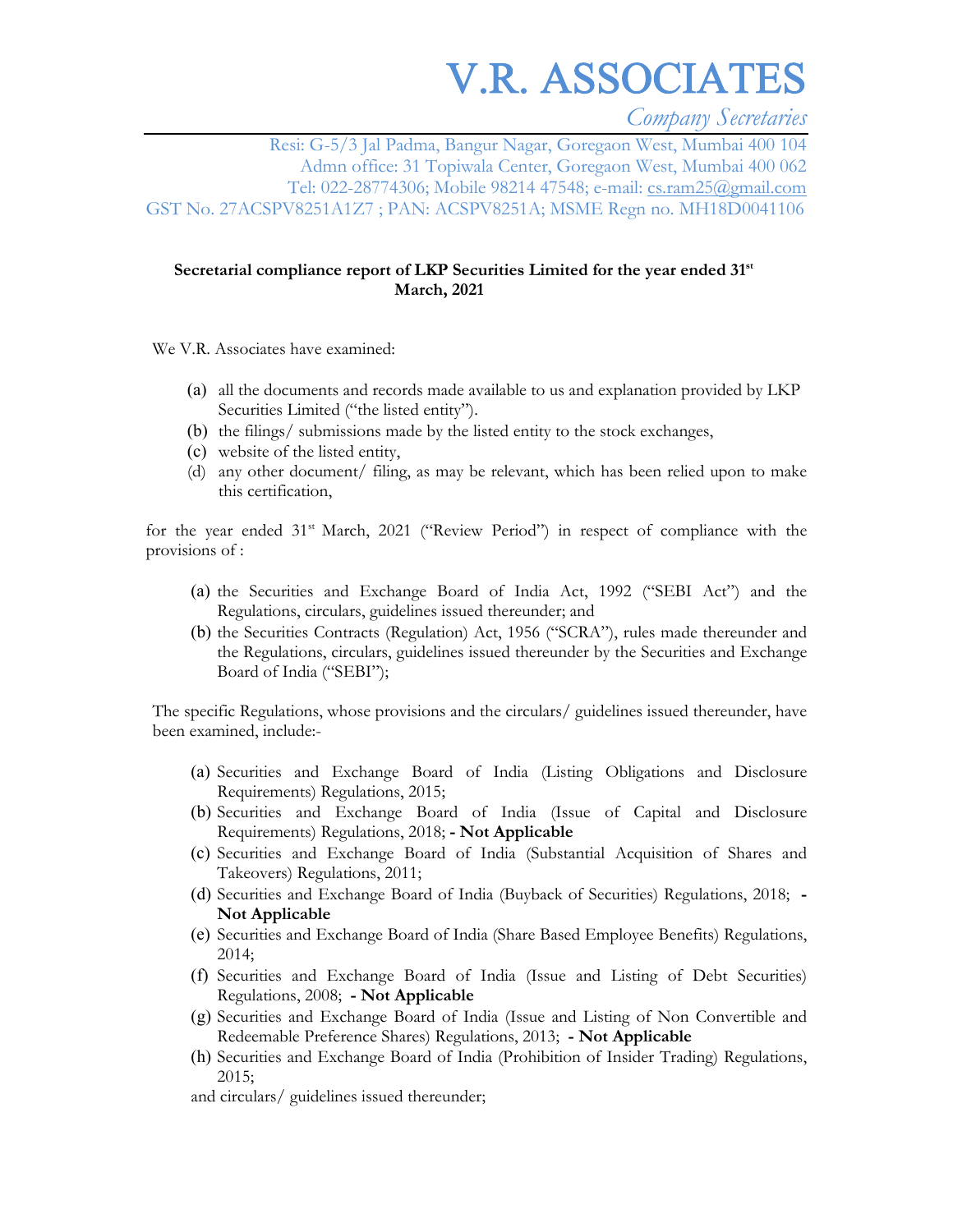# V.R. ASSOCIATES

*Company Secretaries*

Resi: G-5/3 Jal Padma, Bangur Nagar, Goregaon West, Mumbai 400 104
Admn office: 31 Topiwala Center, Goregaon West, Mumbai 400 062
Tel: 022-28774306; Mobile 98214 47548; e-mail: cs.ram25@gmail.com
GST No. 27ACSPV8251A1Z7 ; PAN: ACSPV8251A; MSME Regn no. MH18D0041106

**Secretarial compliance report of LKP Securities Limited for the year ended 31st March, 2021**

We V.R. Associates have examined:

(a) all the documents and records made available to us and explanation provided by LKP Securities Limited ("the listed entity").
(b) the filings/ submissions made by the listed entity to the stock exchanges,
(c) website of the listed entity,
(d) any other document/ filing, as may be relevant, which has been relied upon to make this certification,

for the year ended 31st March, 2021 ("Review Period") in respect of compliance with the provisions of :

(a) the Securities and Exchange Board of India Act, 1992 ("SEBI Act") and the Regulations, circulars, guidelines issued thereunder; and
(b) the Securities Contracts (Regulation) Act, 1956 ("SCRA"), rules made thereunder and the Regulations, circulars, guidelines issued thereunder by the Securities and Exchange Board of India ("SEBI");

The specific Regulations, whose provisions and the circulars/ guidelines issued thereunder, have been examined, include:-

(a) Securities and Exchange Board of India (Listing Obligations and Disclosure Requirements) Regulations, 2015;
(b) Securities and Exchange Board of India (Issue of Capital and Disclosure Requirements) Regulations, 2018; **- Not Applicable**
(c) Securities and Exchange Board of India (Substantial Acquisition of Shares and Takeovers) Regulations, 2011;
(d) Securities and Exchange Board of India (Buyback of Securities) Regulations, 2018; **- Not Applicable**
(e) Securities and Exchange Board of India (Share Based Employee Benefits) Regulations, 2014;
(f) Securities and Exchange Board of India (Issue and Listing of Debt Securities) Regulations, 2008; **- Not Applicable**
(g) Securities and Exchange Board of India (Issue and Listing of Non Convertible and Redeemable Preference Shares) Regulations, 2013; **- Not Applicable**
(h) Securities and Exchange Board of India (Prohibition of Insider Trading) Regulations, 2015;

and circulars/ guidelines issued thereunder;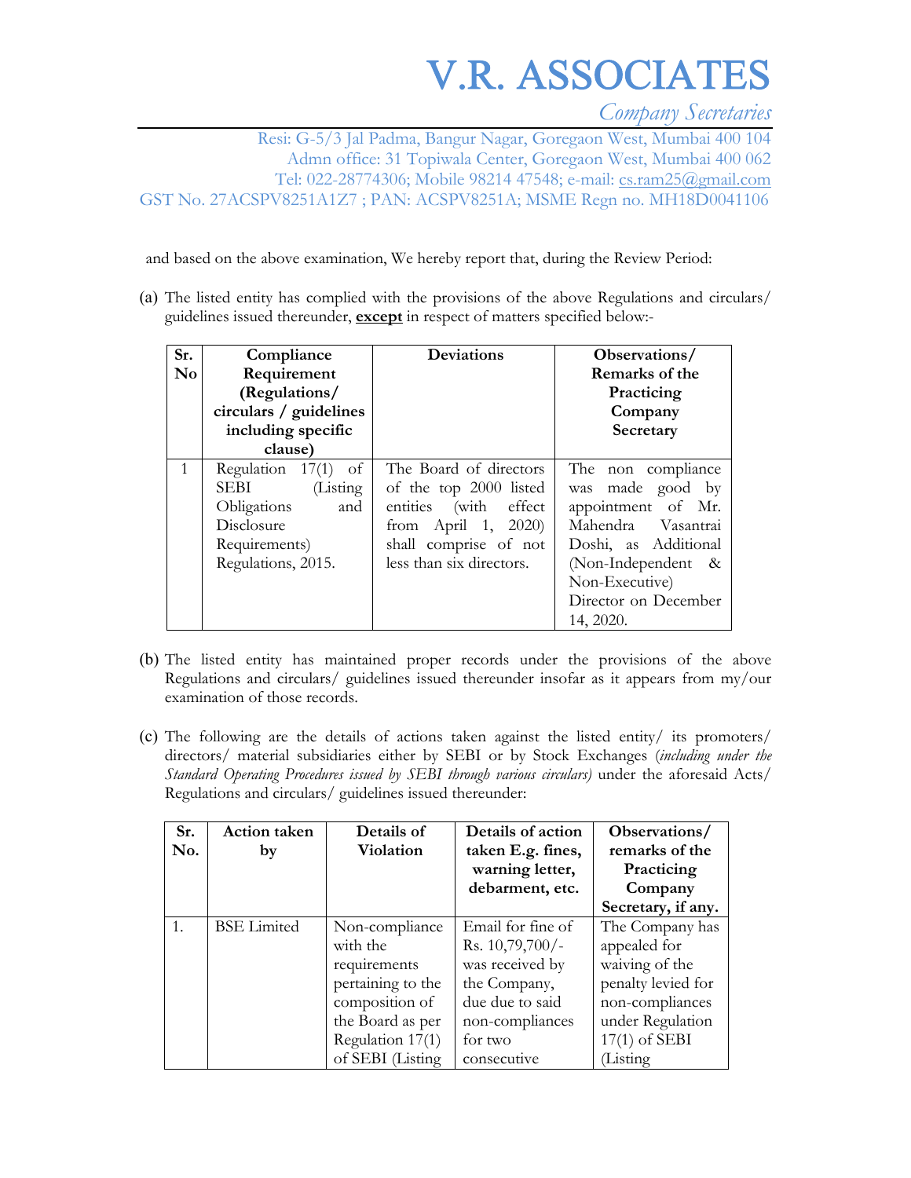# V.R. ASSOCIATES

*Company Secretaries*

Resi: G-5/3 Jal Padma, Bangur Nagar, Goregaon West, Mumbai 400 104
Admn office: 31 Topiwala Center, Goregaon West, Mumbai 400 062
Tel: 022-28774306; Mobile 98214 47548; e-mail: cs.ram25@gmail.com
GST No. 27ACSPV8251A1Z7 ; PAN: ACSPV8251A; MSME Regn no. MH18D0041106

and based on the above examination, We hereby report that, during the Review Period:

(a) The listed entity has complied with the provisions of the above Regulations and circulars/ guidelines issued thereunder, **except** in respect of matters specified below:-

| Sr. No | Compliance Requirement (Regulations/ circulars / guidelines including specific clause) | Deviations | Observations/ Remarks of the Practicing Company Secretary |
|---|---|---|---|
| 1 | Regulation 17(1) of SEBI (Listing Obligations and Disclosure Requirements) Regulations, 2015. | The Board of directors of the top 2000 listed entities (with effect from April 1, 2020) shall comprise of not less than six directors. | The non compliance was made good by appointment of Mr. Mahendra Vasantrai Doshi, as Additional (Non-Independent & Non-Executive) Director on December 14, 2020. |

(b) The listed entity has maintained proper records under the provisions of the above Regulations and circulars/ guidelines issued thereunder insofar as it appears from my/our examination of those records.

(c) The following are the details of actions taken against the listed entity/ its promoters/ directors/ material subsidiaries either by SEBI or by Stock Exchanges (*including under the Standard Operating Procedures issued by SEBI through various circulars)* under the aforesaid Acts/ Regulations and circulars/ guidelines issued thereunder:

| Sr. No. | Action taken by | Details of Violation | Details of action taken E.g. fines, warning letter, debarment, etc. | Observations/ remarks of the Practicing Company Secretary, if any. |
|---|---|---|---|---|
| 1. | BSE Limited | Non-compliance with the requirements pertaining to the composition of the Board as per Regulation 17(1) of SEBI (Listing | Email for fine of Rs. 10,79,700/- was received by the Company, due due to said non-compliances for two consecutive | The Company has appealed for waiving of the penalty levied for non-compliances under Regulation 17(1) of SEBI (Listing |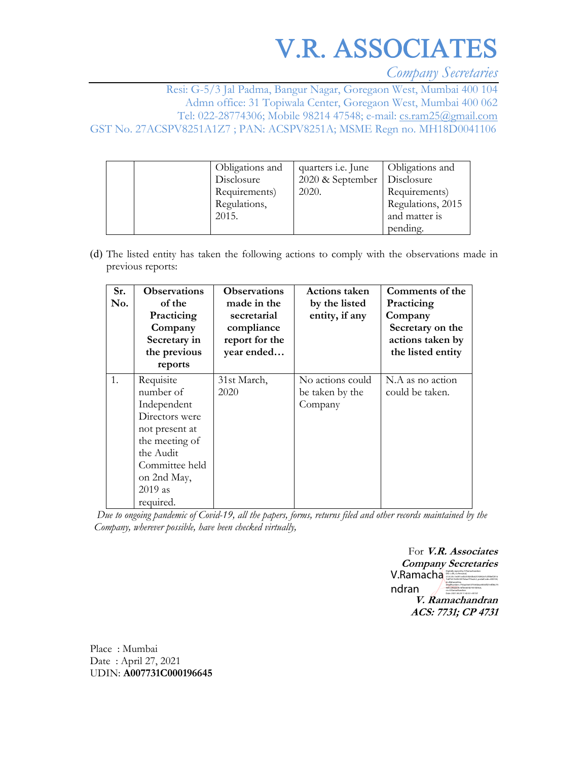# V.R. ASSOCIATES

*Company Secretaries*

Resi: G-5/3 Jal Padma, Bangur Nagar, Goregaon West, Mumbai 400 104
Admn office: 31 Topiwala Center, Goregaon West, Mumbai 400 062
Tel: 022-28774306; Mobile 98214 47548; e-mail: cs.ram25@gmail.com
GST No. 27ACSPV8251A1Z7 ; PAN: ACSPV8251A; MSME Regn no. MH18D0041106

| | | | | |
|---|---|---|---|---|
| | | Obligations and Disclosure Requirements) Regulations, 2015. | quarters i.e. June 2020 & September 2020. | Obligations and Disclosure Requirements) Regulations, 2015 and matter is pending. |

(d) The listed entity has taken the following actions to comply with the observations made in previous reports:

| Sr. No. | Observations of the Practicing Company Secretary in the previous reports | Observations made in the secretarial compliance report for the year ended… | Actions taken by the listed entity, if any | Comments of the Practicing Company Secretary on the actions taken by the listed entity |
|---|---|---|---|---|
| 1. | Requisite number of Independent Directors were not present at the meeting of the Audit Committee held on 2nd May, 2019 as required. | 31st March, 2020 | No actions could be taken by the Company | N.A as no action could be taken. |

*Due to ongoing pandemic of Covid-19, all the papers, forms, returns filed and other records maintained by the Company, wherever possible, have been checked virtually,*

For ***V.R. Associates***
***Company Secretaries***

V.Ramachandran

***V. Ramachandran***
***ACS: 7731; CP 4731***

Place : Mumbai
Date : April 27, 2021
UDIN: **A007731C000196645**